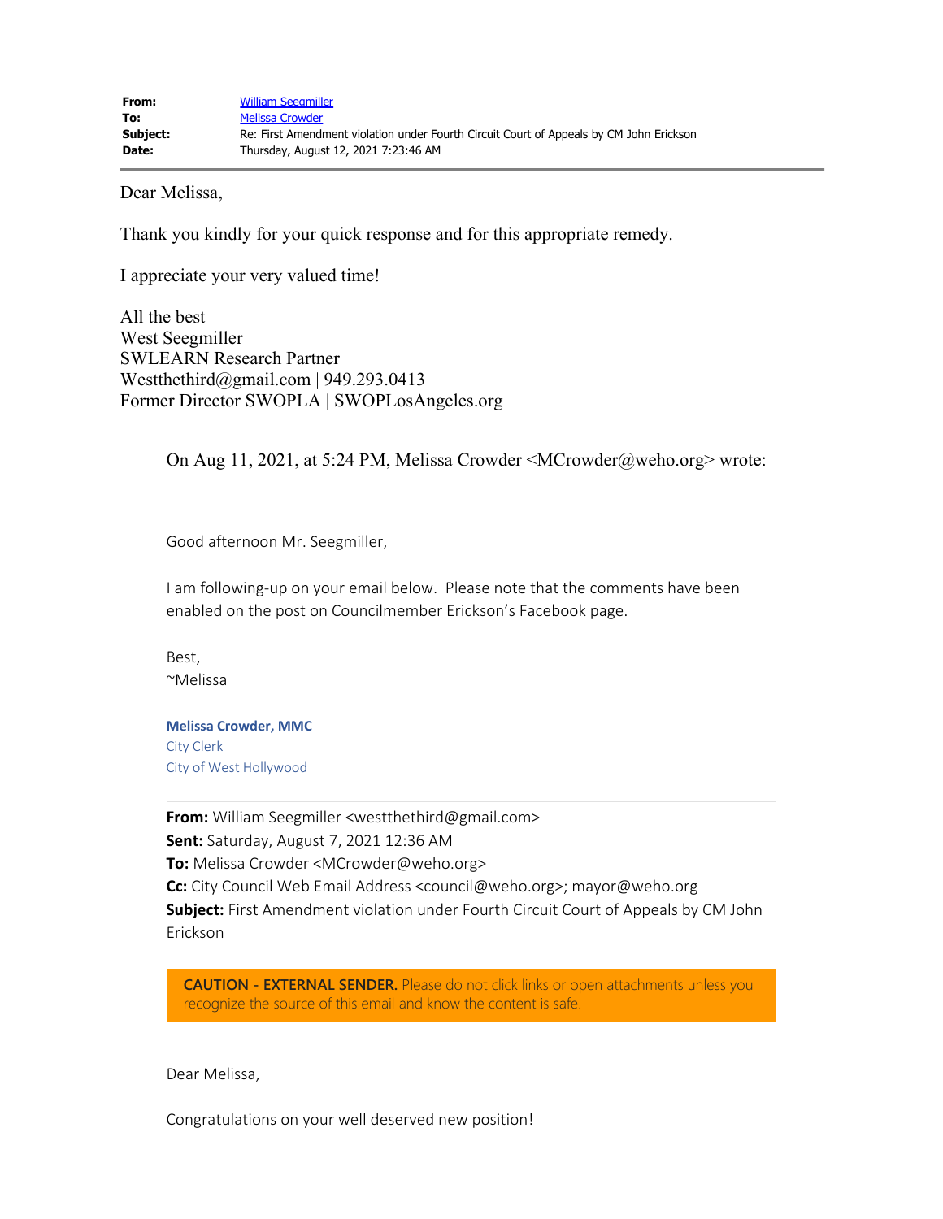| | |
|---|---|
| **From:** | William Seegmiller |
| **To:** | Melissa Crowder |
| **Subject:** | Re: First Amendment violation under Fourth Circuit Court of Appeals by CM John Erickson |
| **Date:** | Thursday, August 12, 2021 7:23:46 AM |

---

Dear Melissa,

Thank you kindly for your quick response and for this appropriate remedy.

I appreciate your very valued time!

All the best
West Seegmiller
SWLEARN Research Partner
Westthethird@gmail.com | 949.293.0413
Former Director SWOPLA | SWOPLosAngeles.org

> On Aug 11, 2021, at 5:24 PM, Melissa Crowder <MCrowder@weho.org> wrote:
>
> Good afternoon Mr. Seegmiller,
>
> I am following-up on your email below. Please note that the comments have been enabled on the post on Councilmember Erickson's Facebook page.
>
> Best,
> ~Melissa
>
> **Melissa Crowder, MMC**
> City Clerk
> City of West Hollywood
>
> ---
>
> **From:** William Seegmiller <westthethird@gmail.com>
> **Sent:** Saturday, August 7, 2021 12:36 AM
> **To:** Melissa Crowder <MCrowder@weho.org>
> **Cc:** City Council Web Email Address <council@weho.org>; mayor@weho.org
> **Subject:** First Amendment violation under Fourth Circuit Court of Appeals by CM John Erickson
>
> **CAUTION - EXTERNAL SENDER.** Please do not click links or open attachments unless you recognize the source of this email and know the content is safe.
>
> Dear Melissa,
>
> Congratulations on your well deserved new position!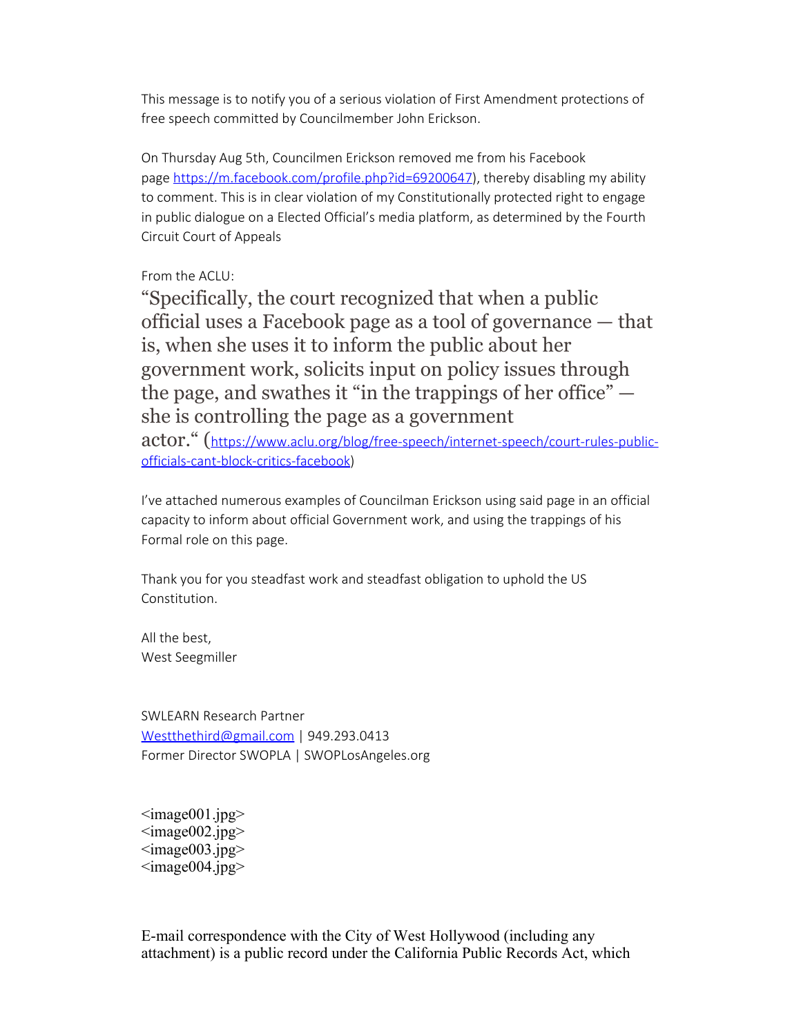This message is to notify you of a serious violation of First Amendment protections of free speech committed by Councilmember John Erickson.

On Thursday Aug 5th, Councilmen Erickson removed me from his Facebook page https://m.facebook.com/profile.php?id=69200647), thereby disabling my ability to comment. This is in clear violation of my Constitutionally protected right to engage in public dialogue on a Elected Official's media platform, as determined by the Fourth Circuit Court of Appeals

From the ACLU:

"Specifically, the court recognized that when a public official uses a Facebook page as a tool of governance — that is, when she uses it to inform the public about her government work, solicits input on policy issues through the page, and swathes it "in the trappings of her office" — she is controlling the page as a government actor." (https://www.aclu.org/blog/free-speech/internet-speech/court-rules-public-officials-cant-block-critics-facebook)

I've attached numerous examples of Councilman Erickson using said page in an official capacity to inform about official Government work, and using the trappings of his Formal role on this page.

Thank you for you steadfast work and steadfast obligation to uphold the US Constitution.

All the best,
West Seegmiller

SWLEARN Research Partner
Westthethird@gmail.com | 949.293.0413
Former Director SWOPLA | SWOPLosAngeles.org

<image001.jpg>
<image002.jpg>
<image003.jpg>
<image004.jpg>

E-mail correspondence with the City of West Hollywood (including any attachment) is a public record under the California Public Records Act, which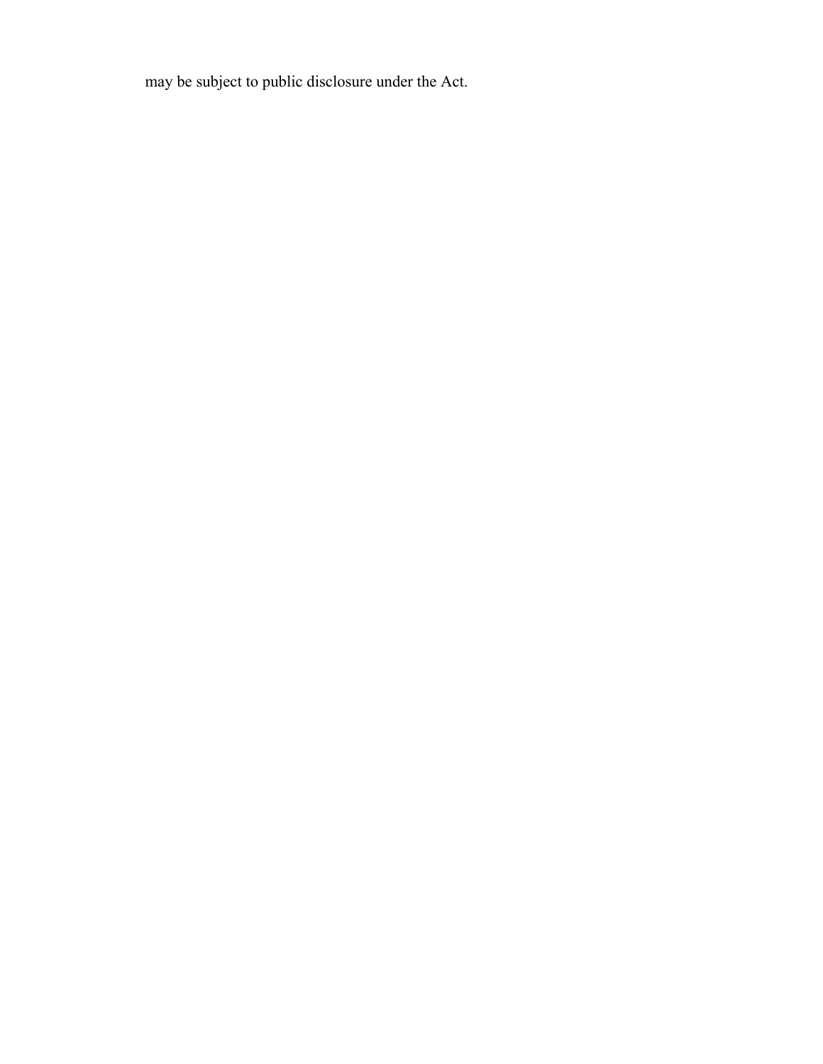may be subject to public disclosure under the Act.